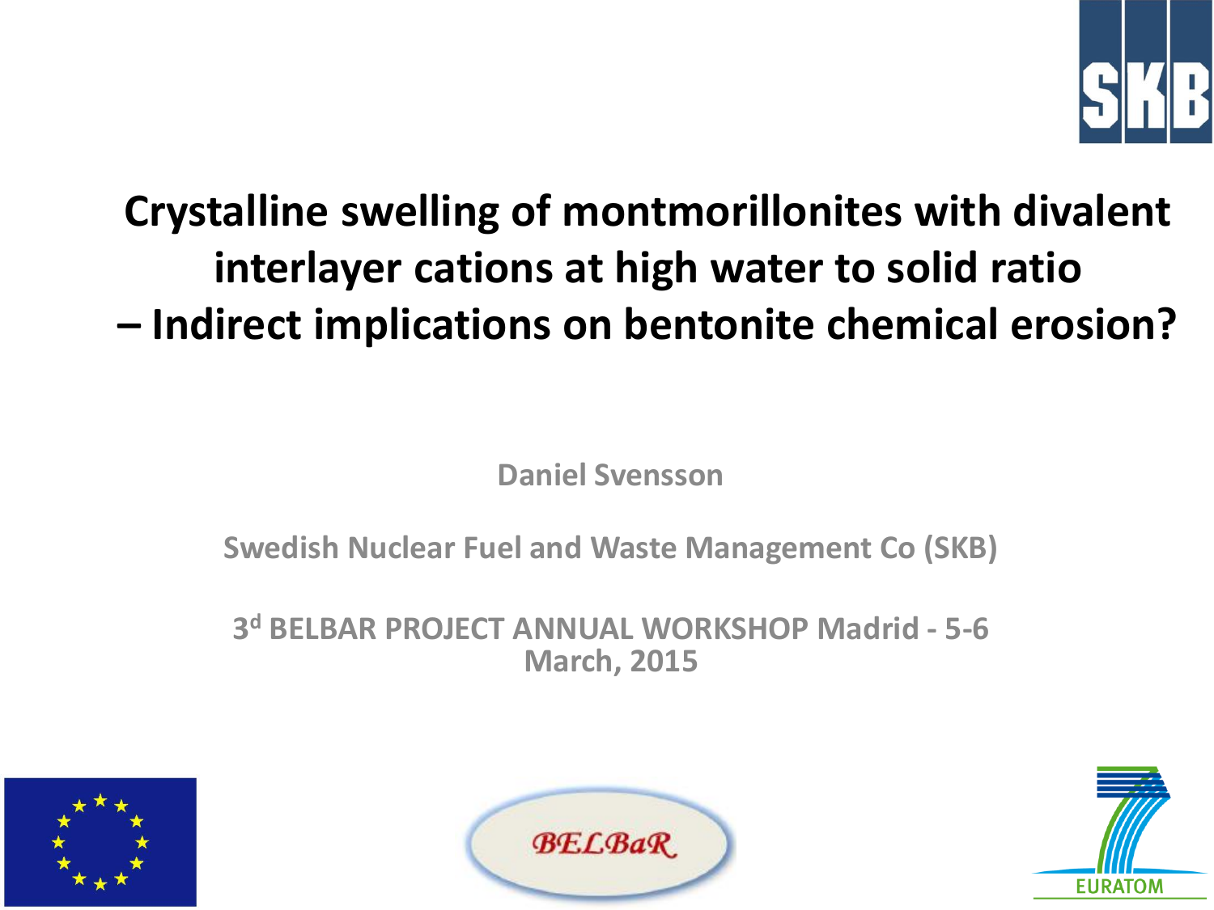# Crystalline swelling of montmorillonites with divalent interlayer cations at high water to solid ratio – Indirect implications on bentonite chemical erosion?

**Daniel Svensson**

**Swedish Nuclear Fuel and Waste Management Co (SKB)**

**3d BELBAR PROJECT ANNUAL WORKSHOP Madrid - 5-6 March, 2015**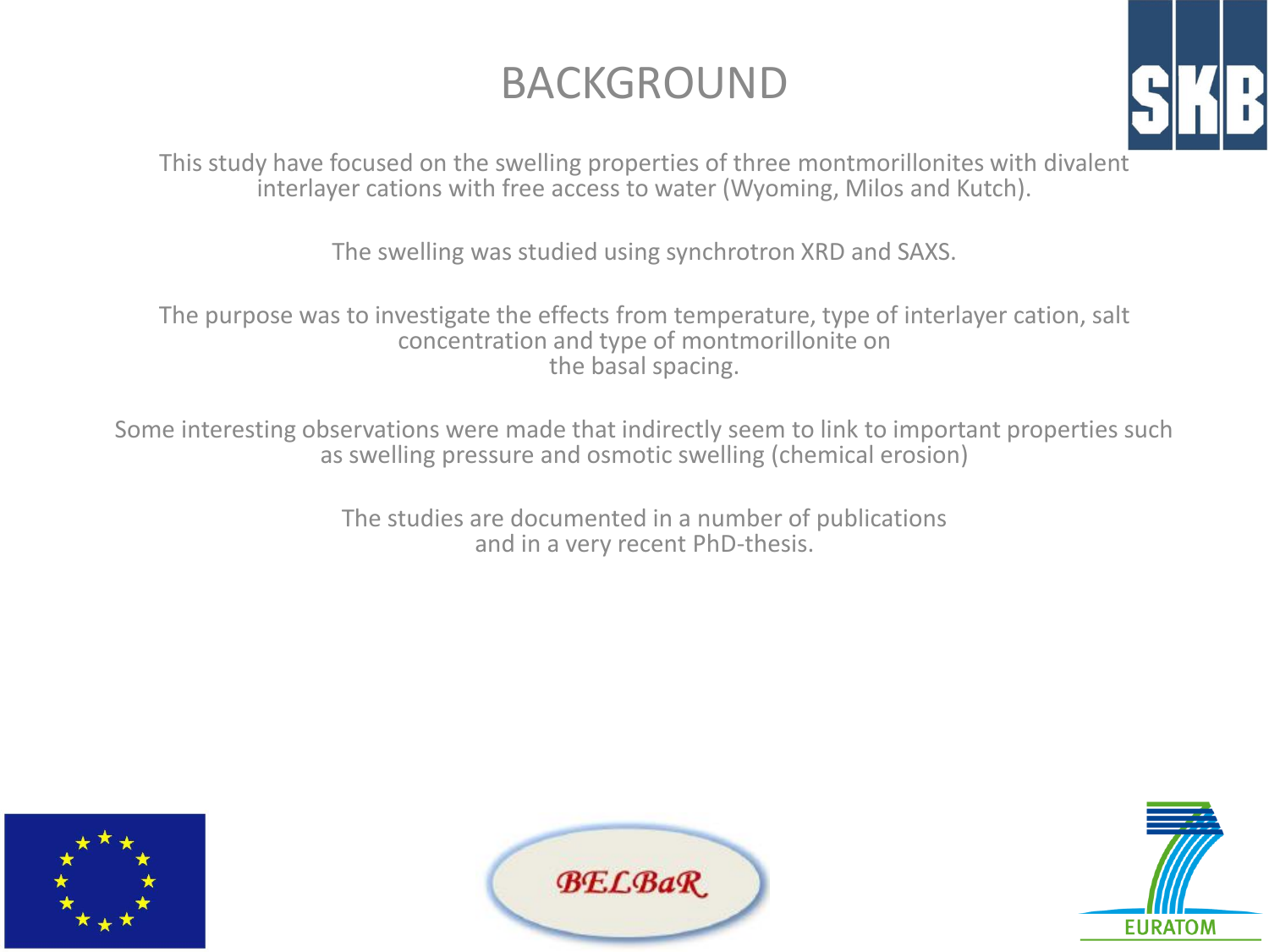# BACKGROUND

This study have focused on the swelling properties of three montmorillonites with divalent interlayer cations with free access to water (Wyoming, Milos and Kutch).

The swelling was studied using synchrotron XRD and SAXS.

The purpose was to investigate the effects from temperature, type of interlayer cation, salt concentration and type of montmorillonite on the basal spacing.

Some interesting observations were made that indirectly seem to link to important properties such as swelling pressure and osmotic swelling (chemical erosion)

The studies are documented in a number of publications and in a very recent PhD-thesis.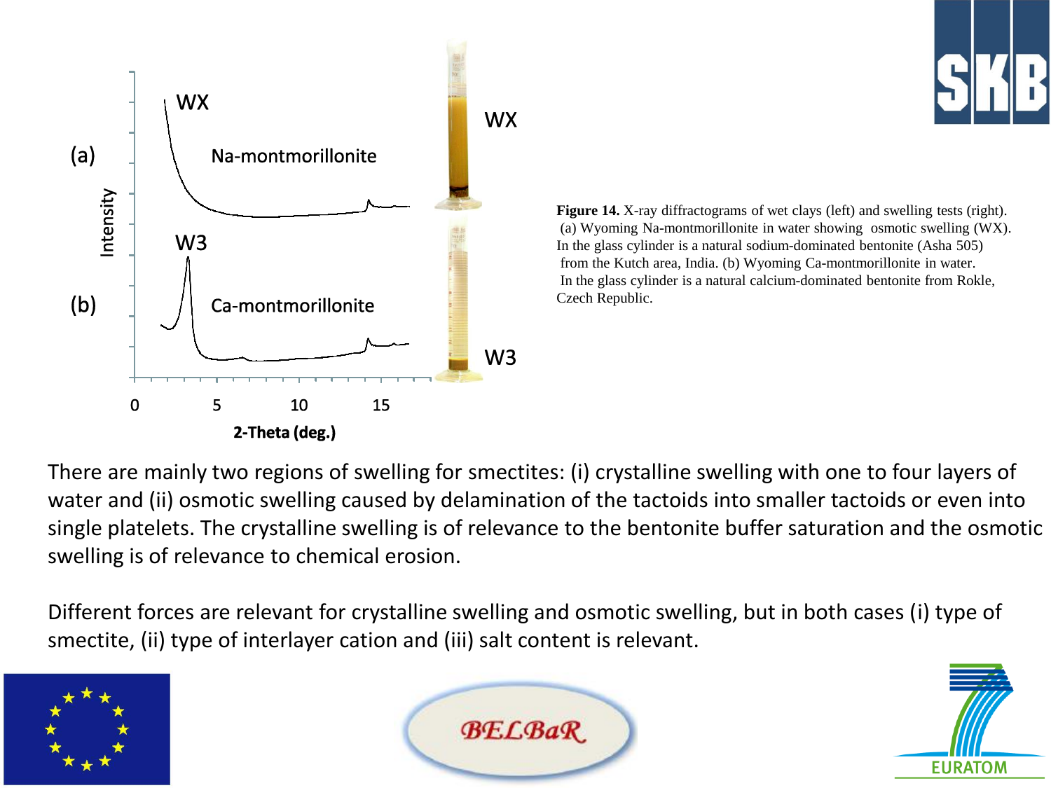**Figure 14.** X-ray diffractograms of wet clays (left) and swelling tests (right). (a) Wyoming Na-montmorillonite in water showing osmotic swelling (WX). In the glass cylinder is a natural sodium-dominated bentonite (Asha 505) from the Kutch area, India. (b) Wyoming Ca-montmorillonite in water. In the glass cylinder is a natural calcium-dominated bentonite from Rokle, Czech Republic.

There are mainly two regions of swelling for smectites: (i) crystalline swelling with one to four layers of water and (ii) osmotic swelling caused by delamination of the tactoids into smaller tactoids or even into single platelets. The crystalline swelling is of relevance to the bentonite buffer saturation and the osmotic swelling is of relevance to chemical erosion.

Different forces are relevant for crystalline swelling and osmotic swelling, but in both cases (i) type of smectite, (ii) type of interlayer cation and (iii) salt content is relevant.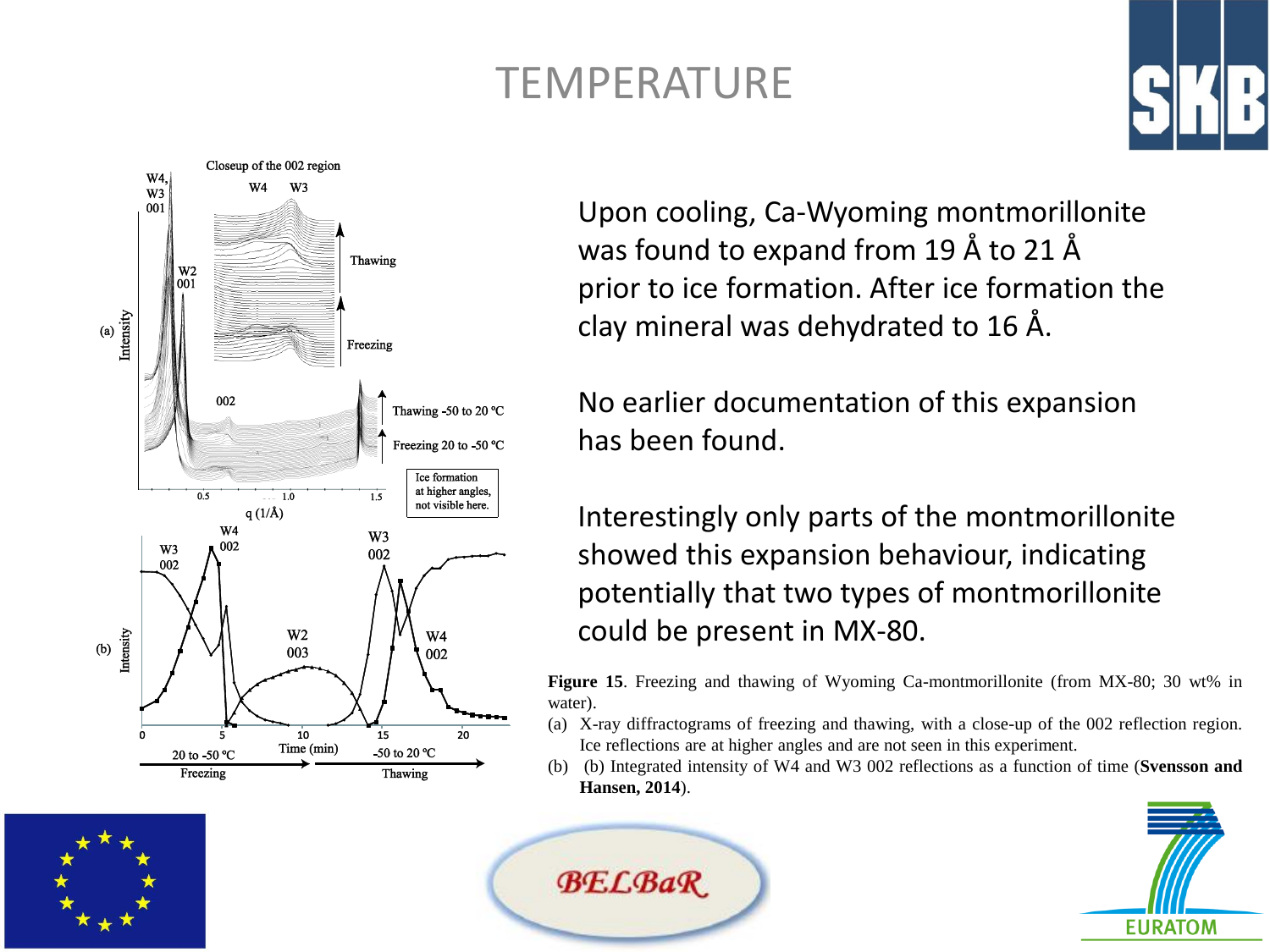# TEMPERATURE

Upon cooling, Ca-Wyoming montmorillonite was found to expand from 19 Å to 21 Å prior to ice formation. After ice formation the clay mineral was dehydrated to 16 Å.

No earlier documentation of this expansion has been found.

Interestingly only parts of the montmorillonite showed this expansion behaviour, indicating potentially that two types of montmorillonite could be present in MX-80.

**Figure 15**. Freezing and thawing of Wyoming Ca-montmorillonite (from MX-80; 30 wt% in water).

(a) X-ray diffractograms of freezing and thawing, with a close-up of the 002 reflection region. Ice reflections are at higher angles and are not seen in this experiment.

(b) (b) Integrated intensity of W4 and W3 002 reflections as a function of time (**Svensson and Hansen, 2014**).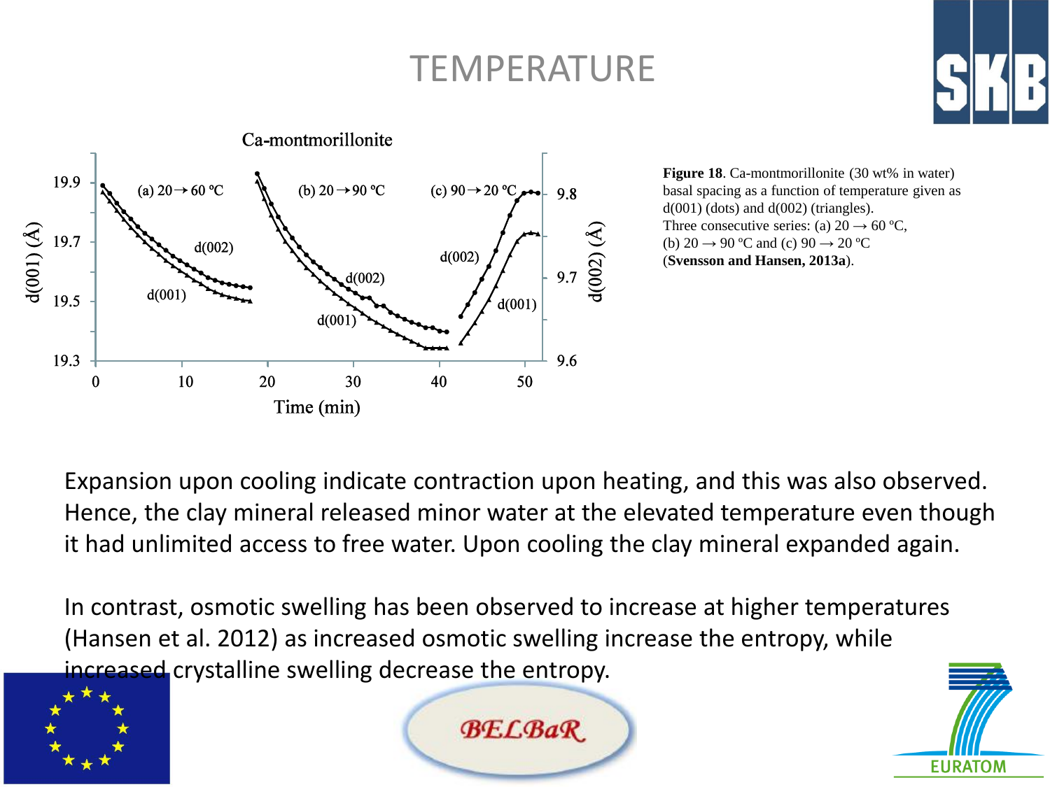# TEMPERATURE

**Figure 18**. Ca-montmorillonite (30 wt% in water) basal spacing as a function of temperature given as d(001) (dots) and d(002) (triangles). Three consecutive series: (a) 20 → 60 ºC, (b) 20 → 90 ºC and (c) 90 → 20 ºC (**Svensson and Hansen, 2013a**).

Expansion upon cooling indicate contraction upon heating, and this was also observed. Hence, the clay mineral released minor water at the elevated temperature even though it had unlimited access to free water. Upon cooling the clay mineral expanded again.

In contrast, osmotic swelling has been observed to increase at higher temperatures (Hansen et al. 2012) as increased osmotic swelling increase the entropy, while increased crystalline swelling decrease the entropy.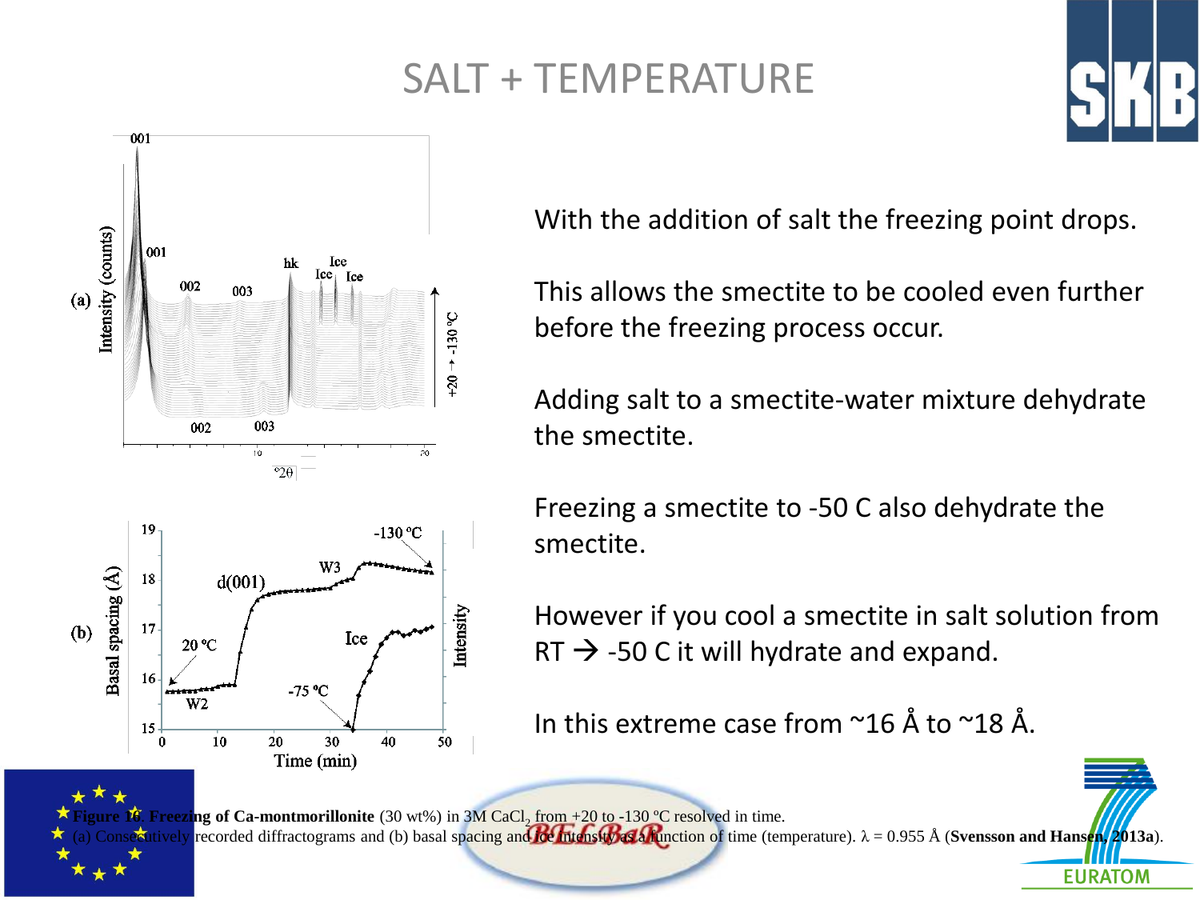# SALT + TEMPERATURE

With the addition of salt the freezing point drops.

This allows the smectite to be cooled even further before the freezing process occur.

Adding salt to a smectite-water mixture dehydrate the smectite.

Freezing a smectite to -50 C also dehydrate the smectite.

However if you cool a smectite in salt solution from RT → -50 C it will hydrate and expand.

In this extreme case from ~16 Å to ~18 Å.

**Figure 16. Freezing of Ca-montmorillonite** (30 wt%) in 3M $CaCl_2$ from +20 to -130 ºC resolved in time. (a) Consecutively recorded diffractograms and (b) basal spacing and ice intensity as a function of time (temperature). λ = 0.955 Å (**Svensson and Hansen, 2013a**).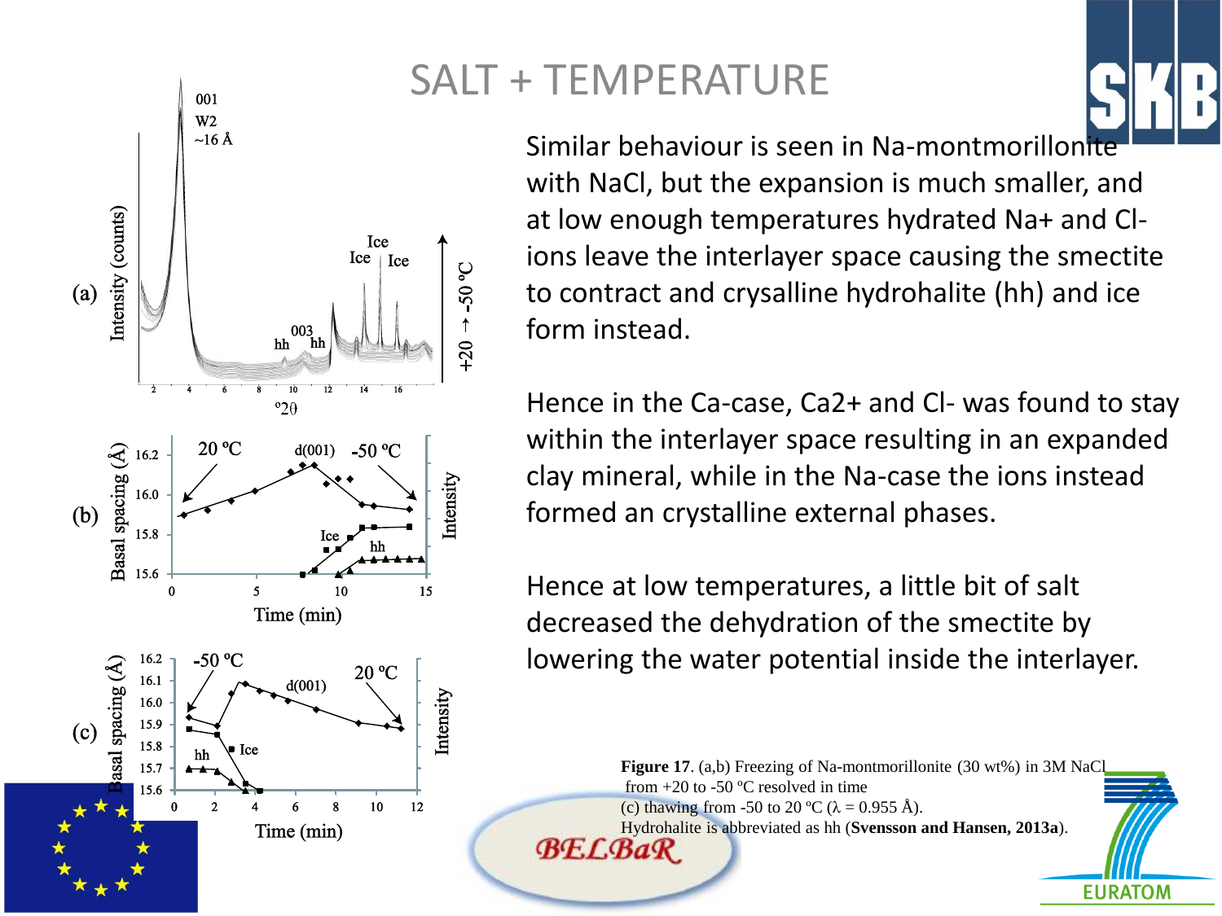# SALT + TEMPERATURE

Similar behaviour is seen in Na-montmorillonite with NaCl, but the expansion is much smaller, and at low enough temperatures hydrated Na+ and Cl- ions leave the interlayer space causing the smectite to contract and crysalline hydrohalite (hh) and ice form instead.

Hence in the Ca-case, Ca2+ and Cl- was found to stay within the interlayer space resulting in an expanded clay mineral, while in the Na-case the ions instead formed an crystalline external phases.

Hence at low temperatures, a little bit of salt decreased the dehydration of the smectite by lowering the water potential inside the interlayer.

**Figure 17**. (a,b) Freezing of Na-montmorillonite (30 wt%) in 3M NaCl from +20 to -50 ºC resolved in time
(c) thawing from -50 to 20 ºC (λ = 0.955 Å).
Hydrohalite is abbreviated as hh (**Svensson and Hansen, 2013a**).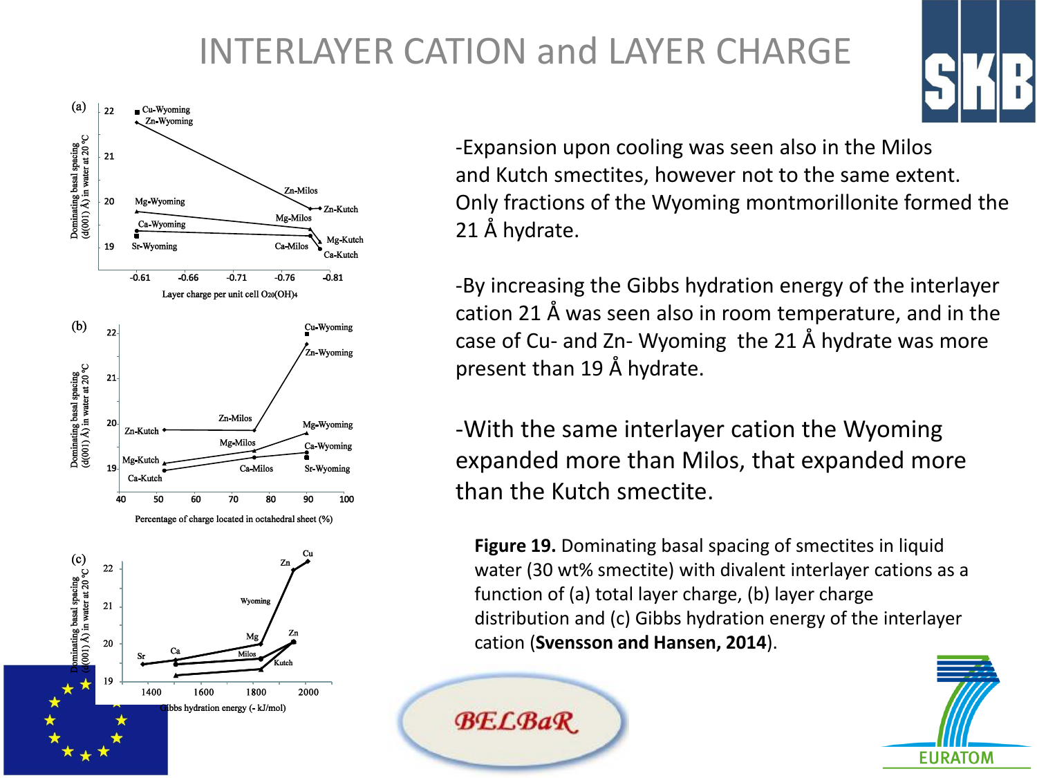# INTERLAYER CATION and LAYER CHARGE

-Expansion upon cooling was seen also in the Milos and Kutch smectites, however not to the same extent. Only fractions of the Wyoming montmorillonite formed the 21 Å hydrate.

-By increasing the Gibbs hydration energy of the interlayer cation 21 Å was seen also in room temperature, and in the case of Cu- and Zn- Wyoming the 21 Å hydrate was more present than 19 Å hydrate.

-With the same interlayer cation the Wyoming expanded more than Milos, that expanded more than the Kutch smectite.

**Figure 19.** Dominating basal spacing of smectites in liquid water (30 wt% smectite) with divalent interlayer cations as a function of (a) total layer charge, (b) layer charge distribution and (c) Gibbs hydration energy of the interlayer cation (**Svensson and Hansen, 2014**).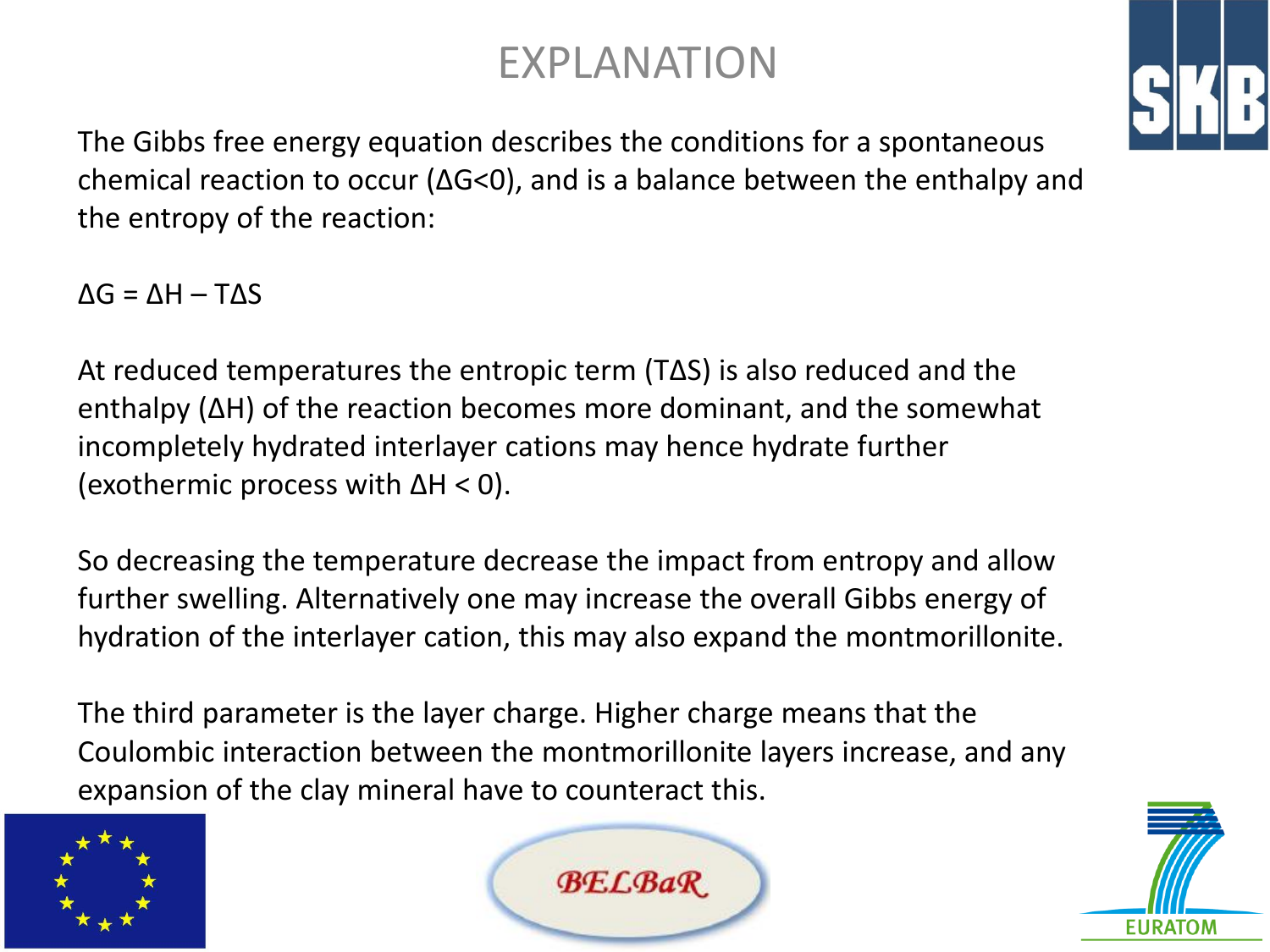# EXPLANATION

The Gibbs free energy equation describes the conditions for a spontaneous chemical reaction to occur ($\Delta G<0$), and is a balance between the enthalpy and the entropy of the reaction:

$$\Delta G = \Delta H - T\Delta S$$

At reduced temperatures the entropic term ($T\Delta S$) is also reduced and the enthalpy ($\Delta H$) of the reaction becomes more dominant, and the somewhat incompletely hydrated interlayer cations may hence hydrate further (exothermic process with $\Delta H < 0$).

So decreasing the temperature decrease the impact from entropy and allow further swelling. Alternatively one may increase the overall Gibbs energy of hydration of the interlayer cation, this may also expand the montmorillonite.

The third parameter is the layer charge. Higher charge means that the Coulombic interaction between the montmorillonite layers increase, and any expansion of the clay mineral have to counteract this.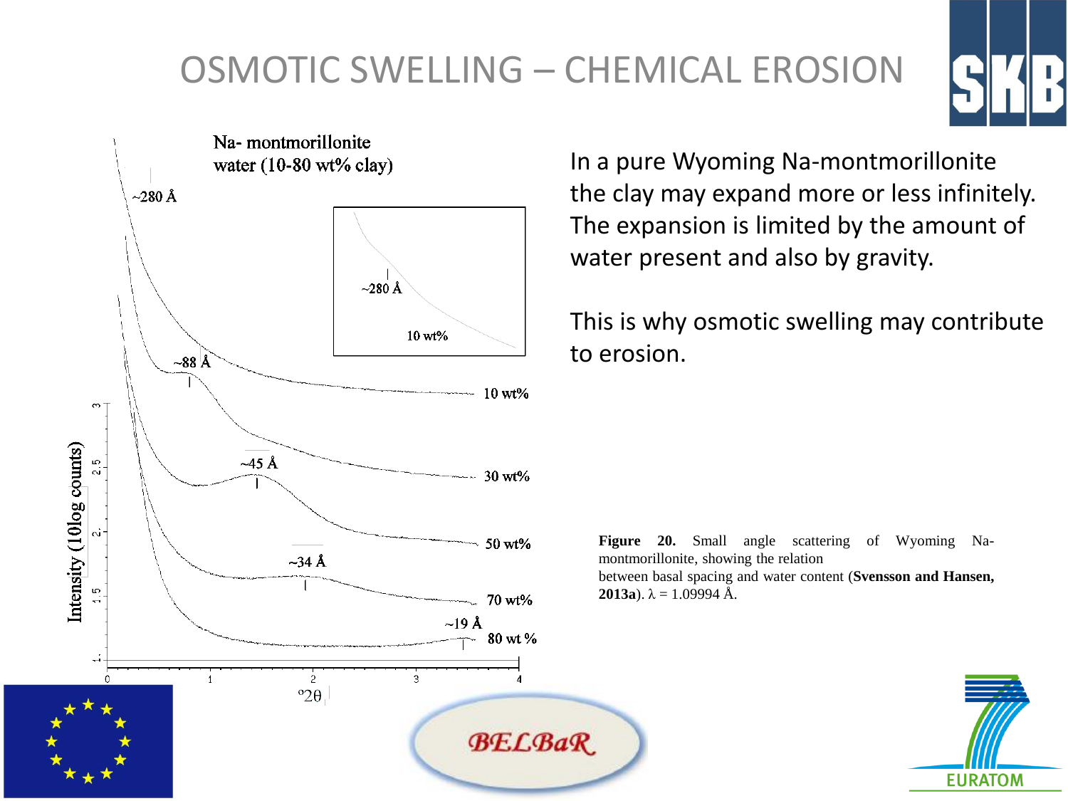# OSMOTIC SWELLING – CHEMICAL EROSION

In a pure Wyoming Na-montmorillonite the clay may expand more or less infinitely. The expansion is limited by the amount of water present and also by gravity.

This is why osmotic swelling may contribute to erosion.

**Figure 20.** Small angle scattering of Wyoming Na-montmorillonite, showing the relation between basal spacing and water content (**Svensson and Hansen, 2013a**). $\lambda$ = 1.09994 Å.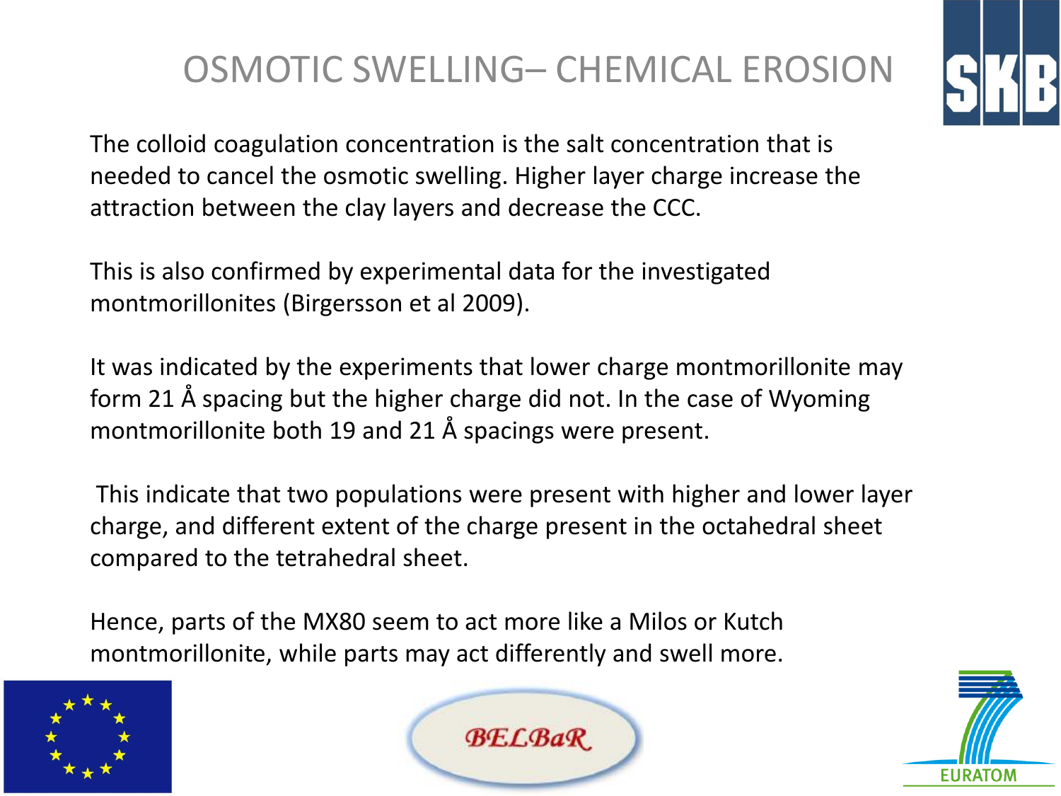# OSMOTIC SWELLING– CHEMICAL EROSION

The colloid coagulation concentration is the salt concentration that is needed to cancel the osmotic swelling. Higher layer charge increase the attraction between the clay layers and decrease the CCC.

This is also confirmed by experimental data for the investigated montmorillonites (Birgersson et al 2009).

It was indicated by the experiments that lower charge montmorillonite may form 21 Å spacing but the higher charge did not. In the case of Wyoming montmorillonite both 19 and 21 Å spacings were present.

This indicate that two populations were present with higher and lower layer charge, and different extent of the charge present in the octahedral sheet compared to the tetrahedral sheet.

Hence, parts of the MX80 seem to act more like a Milos or Kutch montmorillonite, while parts may act differently and swell more.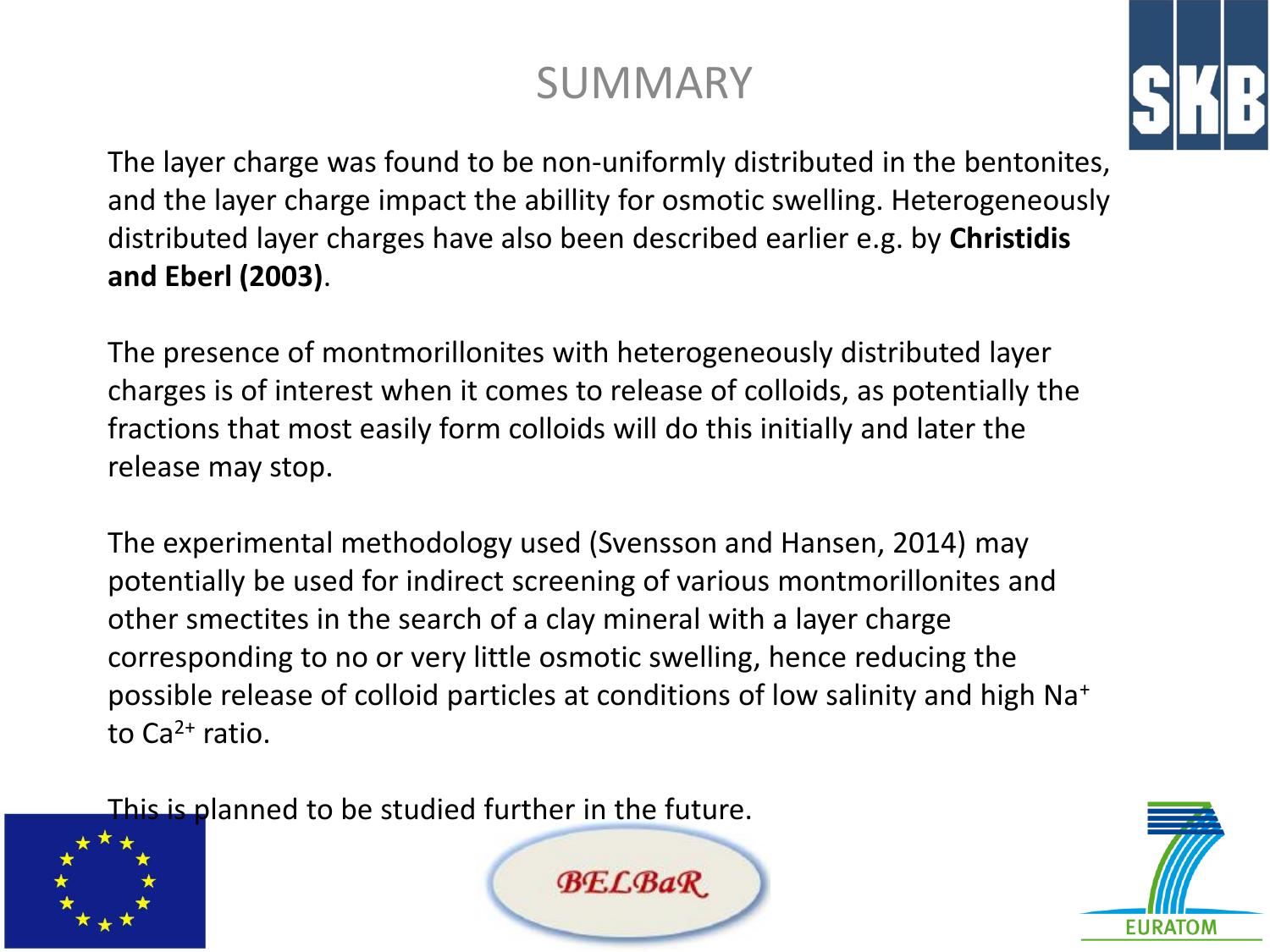# SUMMARY

The layer charge was found to be non-uniformly distributed in the bentonites, and the layer charge impact the abillity for osmotic swelling. Heterogeneously distributed layer charges have also been described earlier e.g. by **Christidis and Eberl (2003)**.

The presence of montmorillonites with heterogeneously distributed layer charges is of interest when it comes to release of colloids, as potentially the fractions that most easily form colloids will do this initially and later the release may stop.

The experimental methodology used (Svensson and Hansen, 2014) may potentially be used for indirect screening of various montmorillonites and other smectites in the search of a clay mineral with a layer charge corresponding to no or very little osmotic swelling, hence reducing the possible release of colloid particles at conditions of low salinity and high $Na^+$ to $Ca^{2+}$ ratio.

This is planned to be studied further in the future.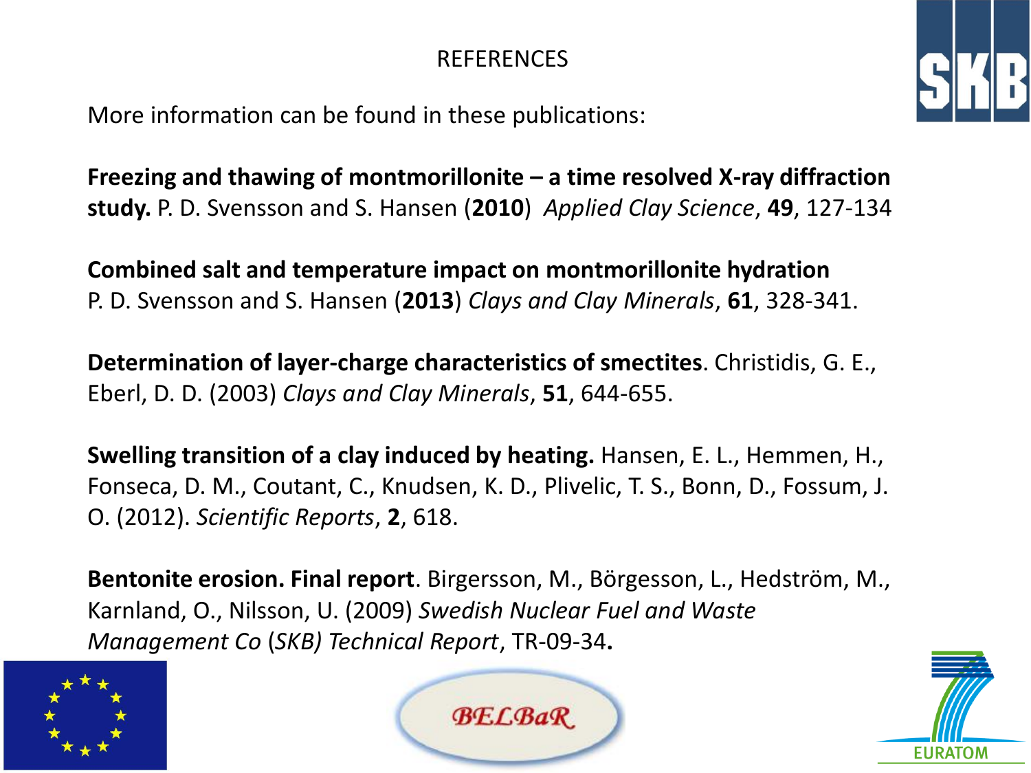# REFERENCES

More information can be found in these publications:

**Freezing and thawing of montmorillonite – a time resolved X-ray diffraction study.** P. D. Svensson and S. Hansen (**2010**) *Applied Clay Science*, **49**, 127-134

**Combined salt and temperature impact on montmorillonite hydration** P. D. Svensson and S. Hansen (**2013**) *Clays and Clay Minerals*, **61**, 328-341.

**Determination of layer-charge characteristics of smectites**. Christidis, G. E., Eberl, D. D. (2003) *Clays and Clay Minerals*, **51**, 644-655.

**Swelling transition of a clay induced by heating.** Hansen, E. L., Hemmen, H., Fonseca, D. M., Coutant, C., Knudsen, K. D., Plivelic, T. S., Bonn, D., Fossum, J. O. (2012). *Scientific Reports*, **2**, 618.

**Bentonite erosion. Final report**. Birgersson, M., Börgesson, L., Hedström, M., Karnland, O., Nilsson, U. (2009) *Swedish Nuclear Fuel and Waste Management Co (SKB) Technical Report*, TR-09-34**.**